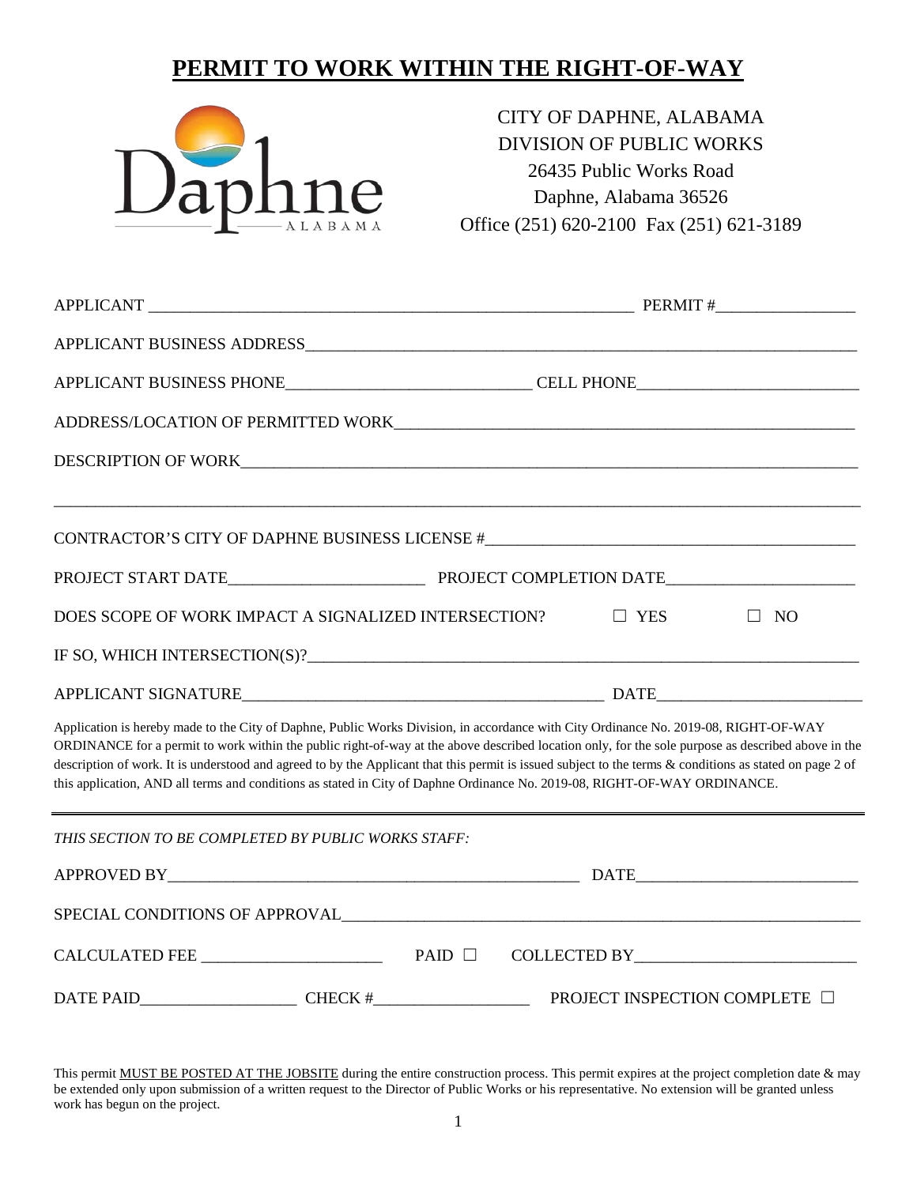# PERMIT TO WORK WITHIN THE RIGHT-OF-WAY

CITY OF DAPHNE, ALABAMA
DIVISION OF PUBLIC WORKS
26435 Public Works Road
Daphne, Alabama 36526
Office (251) 620-2100 Fax (251) 621-3189

APPLICANT ______________________________ PERMIT #________________

APPLICANT BUSINESS ADDRESS______________________________

APPLICANT BUSINESS PHONE______________________________ CELL PHONE______________________________

ADDRESS/LOCATION OF PERMITTED WORK______________________________

DESCRIPTION OF WORK______________________________

______________________________

CONTRACTOR'S CITY OF DAPHNE BUSINESS LICENSE #______________________________

PROJECT START DATE______________________ PROJECT COMPLETION DATE______________________

DOES SCOPE OF WORK IMPACT A SIGNALIZED INTERSECTION? ☐ YES ☐ NO

IF SO, WHICH INTERSECTION(S)?______________________________

APPLICANT SIGNATURE______________________________ DATE______________________

Application is hereby made to the City of Daphne, Public Works Division, in accordance with City Ordinance No. 2019-08, RIGHT-OF-WAY ORDINANCE for a permit to work within the public right-of-way at the above described location only, for the sole purpose as described above in the description of work. It is understood and agreed to by the Applicant that this permit is issued subject to the terms & conditions as stated on page 2 of this application, AND all terms and conditions as stated in City of Daphne Ordinance No. 2019-08, RIGHT-OF-WAY ORDINANCE.

---

*THIS SECTION TO BE COMPLETED BY PUBLIC WORKS STAFF:*

APPROVED BY______________________________ DATE______________________

SPECIAL CONDITIONS OF APPROVAL______________________________

CALCULATED FEE ______________________ PAID ☐ COLLECTED BY______________________

DATE PAID__________________ CHECK #__________________ PROJECT INSPECTION COMPLETE ☐

This permit MUST BE POSTED AT THE JOBSITE during the entire construction process. This permit expires at the project completion date & may be extended only upon submission of a written request to the Director of Public Works or his representative. No extension will be granted unless work has begun on the project.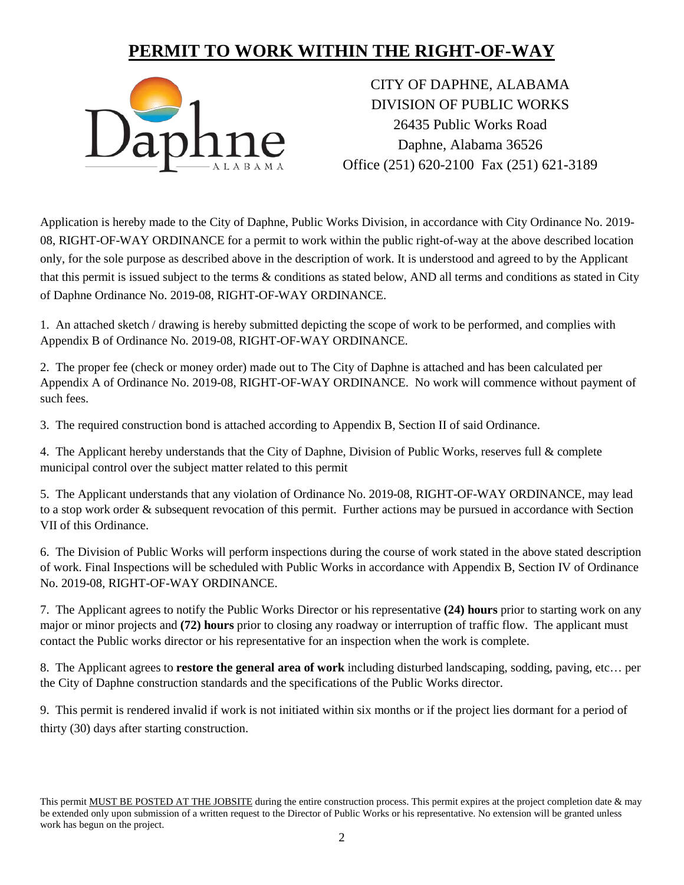# PERMIT TO WORK WITHIN THE RIGHT-OF-WAY

CITY OF DAPHNE, ALABAMA
DIVISION OF PUBLIC WORKS
26435 Public Works Road
Daphne, Alabama 36526
Office (251) 620-2100 Fax (251) 621-3189

Application is hereby made to the City of Daphne, Public Works Division, in accordance with City Ordinance No. 2019-08, RIGHT-OF-WAY ORDINANCE for a permit to work within the public right-of-way at the above described location only, for the sole purpose as described above in the description of work. It is understood and agreed to by the Applicant that this permit is issued subject to the terms & conditions as stated below, AND all terms and conditions as stated in City of Daphne Ordinance No. 2019-08, RIGHT-OF-WAY ORDINANCE.

1. An attached sketch / drawing is hereby submitted depicting the scope of work to be performed, and complies with Appendix B of Ordinance No. 2019-08, RIGHT-OF-WAY ORDINANCE.

2. The proper fee (check or money order) made out to The City of Daphne is attached and has been calculated per Appendix A of Ordinance No. 2019-08, RIGHT-OF-WAY ORDINANCE. No work will commence without payment of such fees.

3. The required construction bond is attached according to Appendix B, Section II of said Ordinance.

4. The Applicant hereby understands that the City of Daphne, Division of Public Works, reserves full & complete municipal control over the subject matter related to this permit

5. The Applicant understands that any violation of Ordinance No. 2019-08, RIGHT-OF-WAY ORDINANCE, may lead to a stop work order & subsequent revocation of this permit. Further actions may be pursued in accordance with Section VII of this Ordinance.

6. The Division of Public Works will perform inspections during the course of work stated in the above stated description of work. Final Inspections will be scheduled with Public Works in accordance with Appendix B, Section IV of Ordinance No. 2019-08, RIGHT-OF-WAY ORDINANCE.

7. The Applicant agrees to notify the Public Works Director or his representative **(24) hours** prior to starting work on any major or minor projects and **(72) hours** prior to closing any roadway or interruption of traffic flow. The applicant must contact the Public works director or his representative for an inspection when the work is complete.

8. The Applicant agrees to **restore the general area of work** including disturbed landscaping, sodding, paving, etc… per the City of Daphne construction standards and the specifications of the Public Works director.

9. This permit is rendered invalid if work is not initiated within six months or if the project lies dormant for a period of thirty (30) days after starting construction.

This permit MUST BE POSTED AT THE JOBSITE during the entire construction process. This permit expires at the project completion date & may be extended only upon submission of a written request to the Director of Public Works or his representative. No extension will be granted unless work has begun on the project.